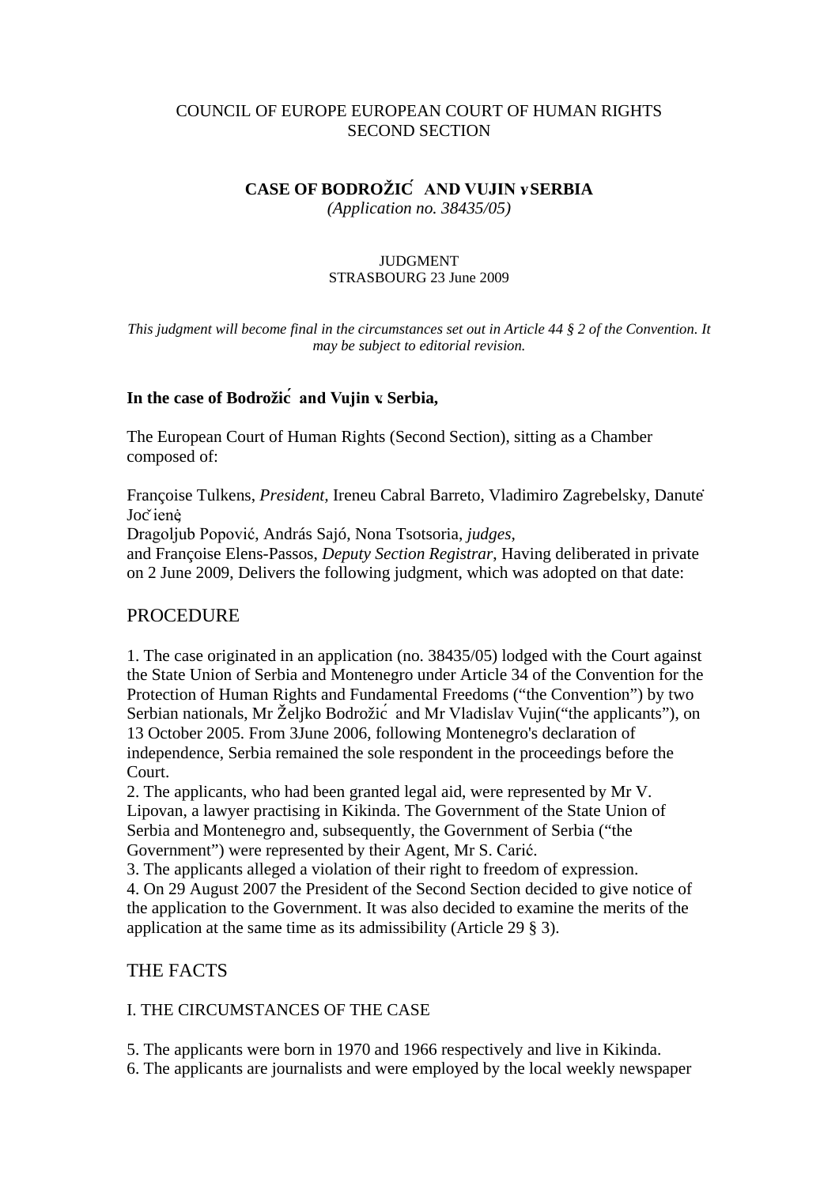COUNCIL OF EUROPE EUROPEAN COURT OF HUMAN RIGHTS
SECOND SECTION

# CASE OF BODROŽIĆ AND VUJIN v SERBIA

*(Application no. 38435/05)*

JUDGMENT
STRASBOURG 23 June 2009

*This judgment will become final in the circumstances set out in Article 44 § 2 of the Convention. It may be subject to editorial revision.*

**In the case of Bodrožić and Vujin v. Serbia,**

The European Court of Human Rights (Second Section), sitting as a Chamber composed of:

Françoise Tulkens, *President,* Ireneu Cabral Barreto, Vladimiro Zagrebelsky, Danutė Jočienė,
Dragoljub Popović, András Sajó, Nona Tsotsoria, *judges,*
and Françoise Elens-Passos, *Deputy Section Registrar*, Having deliberated in private on 2 June 2009, Delivers the following judgment, which was adopted on that date:

## PROCEDURE

1. The case originated in an application (no. 38435/05) lodged with the Court against the State Union of Serbia and Montenegro under Article 34 of the Convention for the Protection of Human Rights and Fundamental Freedoms ("the Convention") by two Serbian nationals, Mr Željko Bodrožić and Mr Vladislav Vujin("the applicants"), on 13 October 2005. From 3June 2006, following Montenegro's declaration of independence, Serbia remained the sole respondent in the proceedings before the Court.
2. The applicants, who had been granted legal aid, were represented by Mr V. Lipovan, a lawyer practising in Kikinda. The Government of the State Union of Serbia and Montenegro and, subsequently, the Government of Serbia ("the Government") were represented by their Agent, Mr S. Carić.
3. The applicants alleged a violation of their right to freedom of expression.
4. On 29 August 2007 the President of the Second Section decided to give notice of the application to the Government. It was also decided to examine the merits of the application at the same time as its admissibility (Article 29 § 3).

## THE FACTS

### I. THE CIRCUMSTANCES OF THE CASE

5. The applicants were born in 1970 and 1966 respectively and live in Kikinda.
6. The applicants are journalists and were employed by the local weekly newspaper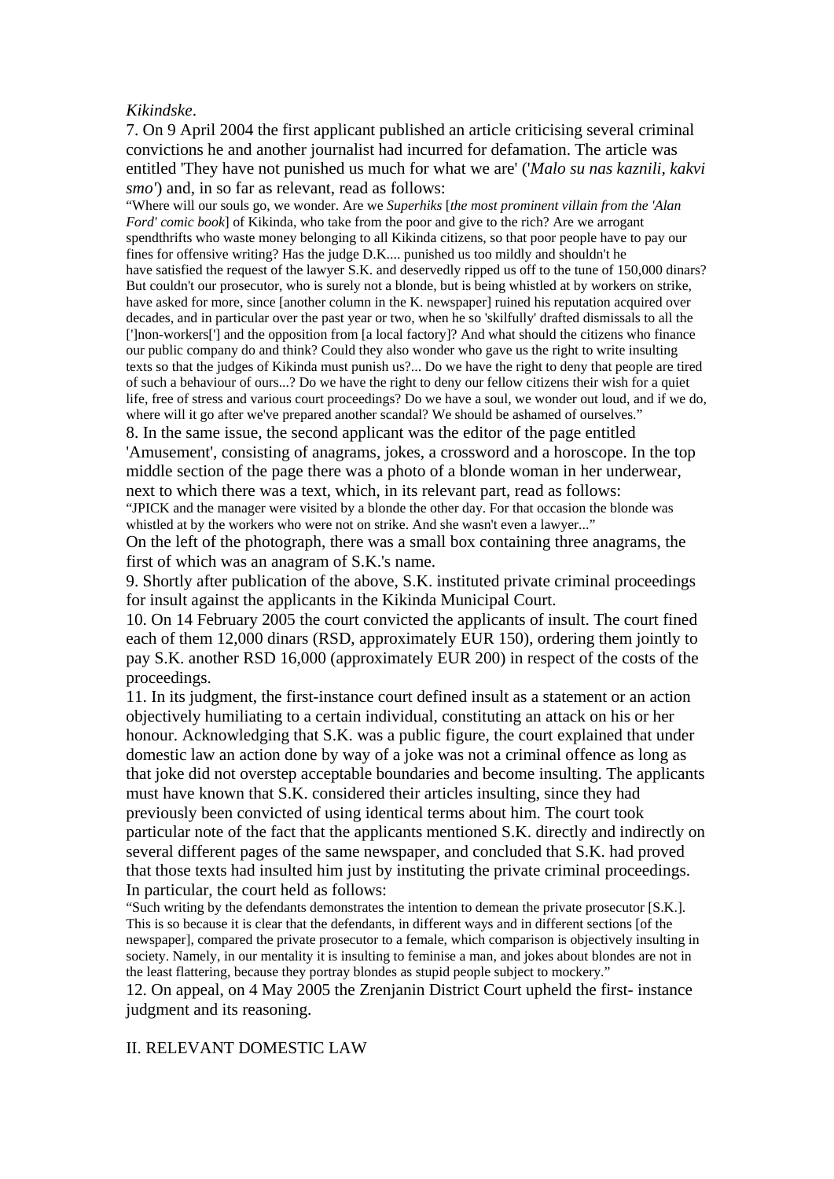*Kikindske*.

7. On 9 April 2004 the first applicant published an article criticising several criminal convictions he and another journalist had incurred for defamation. The article was entitled 'They have not punished us much for what we are' ('*Malo su nas kaznili, kakvi smo'*) and, in so far as relevant, read as follows:

> "Where will our souls go, we wonder. Are we *Superhiks* [*the most prominent villain from the 'Alan Ford' comic book*] of Kikinda, who take from the poor and give to the rich? Are we arrogant spendthrifts who waste money belonging to all Kikinda citizens, so that poor people have to pay our fines for offensive writing? Has the judge D.K.... punished us too mildly and shouldn't he have satisfied the request of the lawyer S.K. and deservedly ripped us off to the tune of 150,000 dinars? But couldn't our prosecutor, who is surely not a blonde, but is being whistled at by workers on strike, have asked for more, since [another column in the K. newspaper] ruined his reputation acquired over decades, and in particular over the past year or two, when he so 'skilfully' drafted dismissals to all the [']non-workers['] and the opposition from [a local factory]? And what should the citizens who finance our public company do and think? Could they also wonder who gave us the right to write insulting texts so that the judges of Kikinda must punish us?... Do we have the right to deny that people are tired of such a behaviour of ours...? Do we have the right to deny our fellow citizens their wish for a quiet life, free of stress and various court proceedings? Do we have a soul, we wonder out loud, and if we do, where will it go after we've prepared another scandal? We should be ashamed of ourselves."

8. In the same issue, the second applicant was the editor of the page entitled 'Amusement', consisting of anagrams, jokes, a crossword and a horoscope. In the top middle section of the page there was a photo of a blonde woman in her underwear, next to which there was a text, which, in its relevant part, read as follows:

> "JPICK and the manager were visited by a blonde the other day. For that occasion the blonde was whistled at by the workers who were not on strike. And she wasn't even a lawyer..."

On the left of the photograph, there was a small box containing three anagrams, the first of which was an anagram of S.K.'s name.

9. Shortly after publication of the above, S.K. instituted private criminal proceedings for insult against the applicants in the Kikinda Municipal Court.

10. On 14 February 2005 the court convicted the applicants of insult. The court fined each of them 12,000 dinars (RSD, approximately EUR 150), ordering them jointly to pay S.K. another RSD 16,000 (approximately EUR 200) in respect of the costs of the proceedings.

11. In its judgment, the first-instance court defined insult as a statement or an action objectively humiliating to a certain individual, constituting an attack on his or her honour. Acknowledging that S.K. was a public figure, the court explained that under domestic law an action done by way of a joke was not a criminal offence as long as that joke did not overstep acceptable boundaries and become insulting. The applicants must have known that S.K. considered their articles insulting, since they had previously been convicted of using identical terms about him. The court took particular note of the fact that the applicants mentioned S.K. directly and indirectly on several different pages of the same newspaper, and concluded that S.K. had proved that those texts had insulted him just by instituting the private criminal proceedings. In particular, the court held as follows:

> "Such writing by the defendants demonstrates the intention to demean the private prosecutor [S.K.]. This is so because it is clear that the defendants, in different ways and in different sections [of the newspaper], compared the private prosecutor to a female, which comparison is objectively insulting in society. Namely, in our mentality it is insulting to feminise a man, and jokes about blondes are not in the least flattering, because they portray blondes as stupid people subject to mockery."

12. On appeal, on 4 May 2005 the Zrenjanin District Court upheld the first- instance judgment and its reasoning.

## II. RELEVANT DOMESTIC LAW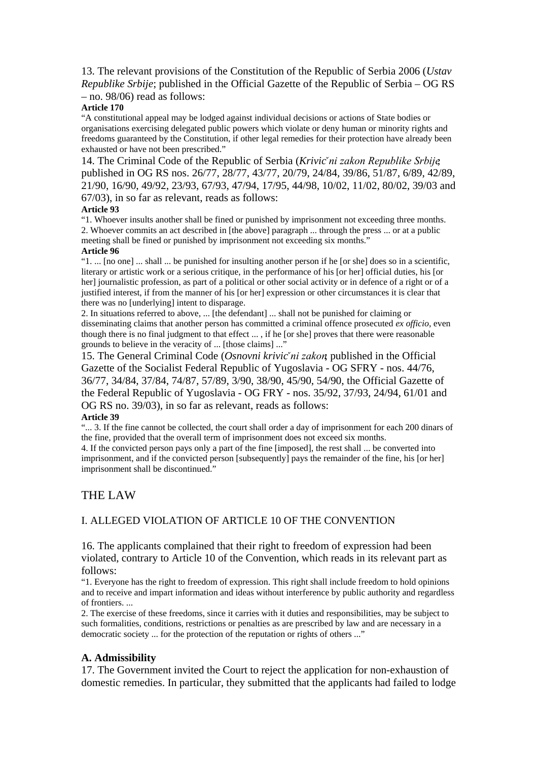13. The relevant provisions of the Constitution of the Republic of Serbia 2006 (*Ustav Republike Srbije*; published in the Official Gazette of the Republic of Serbia – OG RS – no. 98/06) read as follows:

**Article 170**

"A constitutional appeal may be lodged against individual decisions or actions of State bodies or organisations exercising delegated public powers which violate or deny human or minority rights and freedoms guaranteed by the Constitution, if other legal remedies for their protection have already been exhausted or have not been prescribed."

14. The Criminal Code of the Republic of Serbia (*Krivični zakon Republike Srbije*; published in OG RS nos. 26/77, 28/77, 43/77, 20/79, 24/84, 39/86, 51/87, 6/89, 42/89, 21/90, 16/90, 49/92, 23/93, 67/93, 47/94, 17/95, 44/98, 10/02, 11/02, 80/02, 39/03 and 67/03), in so far as relevant, reads as follows:

**Article 93**

"1. Whoever insults another shall be fined or punished by imprisonment not exceeding three months.
2. Whoever commits an act described in [the above] paragraph ... through the press ... or at a public meeting shall be fined or punished by imprisonment not exceeding six months."

**Article 96**

"1. ... [no one] ... shall ... be punished for insulting another person if he [or she] does so in a scientific, literary or artistic work or a serious critique, in the performance of his [or her] official duties, his [or her] journalistic profession, as part of a political or other social activity or in defence of a right or of a justified interest, if from the manner of his [or her] expression or other circumstances it is clear that there was no [underlying] intent to disparage.
2. In situations referred to above, ... [the defendant] ... shall not be punished for claiming or disseminating claims that another person has committed a criminal offence prosecuted *ex officio*, even though there is no final judgment to that effect ... , if he [or she] proves that there were reasonable grounds to believe in the veracity of ... [those claims] ..."

15. The General Criminal Code (*Osnovni krivični zakon*; published in the Official Gazette of the Socialist Federal Republic of Yugoslavia - OG SFRY - nos. 44/76, 36/77, 34/84, 37/84, 74/87, 57/89, 3/90, 38/90, 45/90, 54/90, the Official Gazette of the Federal Republic of Yugoslavia - OG FRY - nos. 35/92, 37/93, 24/94, 61/01 and OG RS no. 39/03), in so far as relevant, reads as follows:

**Article 39**

"... 3. If the fine cannot be collected, the court shall order a day of imprisonment for each 200 dinars of the fine, provided that the overall term of imprisonment does not exceed six months.
4. If the convicted person pays only a part of the fine [imposed], the rest shall ... be converted into imprisonment, and if the convicted person [subsequently] pays the remainder of the fine, his [or her] imprisonment shall be discontinued."

## THE LAW

### I. ALLEGED VIOLATION OF ARTICLE 10 OF THE CONVENTION

16. The applicants complained that their right to freedom of expression had been violated, contrary to Article 10 of the Convention, which reads in its relevant part as follows:

"1. Everyone has the right to freedom of expression. This right shall include freedom to hold opinions and to receive and impart information and ideas without interference by public authority and regardless of frontiers. ...
2. The exercise of these freedoms, since it carries with it duties and responsibilities, may be subject to such formalities, conditions, restrictions or penalties as are prescribed by law and are necessary in a democratic society ... for the protection of the reputation or rights of others ..."

#### A. Admissibility

17. The Government invited the Court to reject the application for non-exhaustion of domestic remedies. In particular, they submitted that the applicants had failed to lodge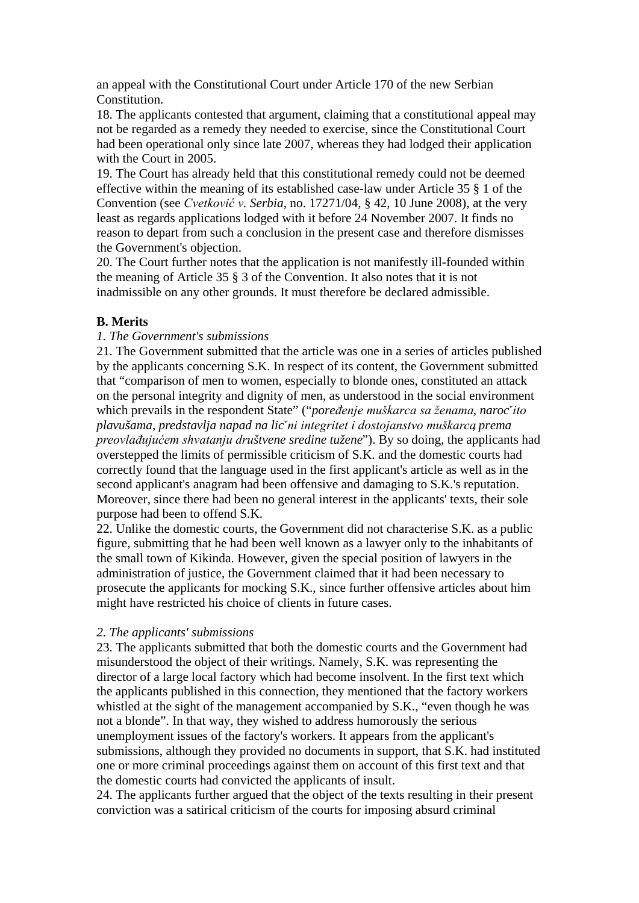an appeal with the Constitutional Court under Article 170 of the new Serbian Constitution.

18. The applicants contested that argument, claiming that a constitutional appeal may not be regarded as a remedy they needed to exercise, since the Constitutional Court had been operational only since late 2007, whereas they had lodged their application with the Court in 2005.

19. The Court has already held that this constitutional remedy could not be deemed effective within the meaning of its established case-law under Article 35 § 1 of the Convention (see *Cvetković v. Serbia*, no. 17271/04, § 42, 10 June 2008), at the very least as regards applications lodged with it before 24 November 2007. It finds no reason to depart from such a conclusion in the present case and therefore dismisses the Government's objection.

20. The Court further notes that the application is not manifestly ill-founded within the meaning of Article 35 § 3 of the Convention. It also notes that it is not inadmissible on any other grounds. It must therefore be declared admissible.

**B. Merits**

*1. The Government's submissions*

21. The Government submitted that the article was one in a series of articles published by the applicants concerning S.K. In respect of its content, the Government submitted that "comparison of men to women, especially to blonde ones, constituted an attack on the personal integrity and dignity of men, as understood in the social environment which prevails in the respondent State" ("*poređenje muškarca sa ženama, naročito plavušama, predstavlja napad na lični integritet i dostojanstvo muškarca, prema preovlađujućem shvatanju društvene sredine tužene*"). By so doing, the applicants had overstepped the limits of permissible criticism of S.K. and the domestic courts had correctly found that the language used in the first applicant's article as well as in the second applicant's anagram had been offensive and damaging to S.K.'s reputation. Moreover, since there had been no general interest in the applicants' texts, their sole purpose had been to offend S.K.

22. Unlike the domestic courts, the Government did not characterise S.K. as a public figure, submitting that he had been well known as a lawyer only to the inhabitants of the small town of Kikinda. However, given the special position of lawyers in the administration of justice, the Government claimed that it had been necessary to prosecute the applicants for mocking S.K., since further offensive articles about him might have restricted his choice of clients in future cases.

*2. The applicants' submissions*

23. The applicants submitted that both the domestic courts and the Government had misunderstood the object of their writings. Namely, S.K. was representing the director of a large local factory which had become insolvent. In the first text which the applicants published in this connection, they mentioned that the factory workers whistled at the sight of the management accompanied by S.K., "even though he was not a blonde". In that way, they wished to address humorously the serious unemployment issues of the factory's workers. It appears from the applicant's submissions, although they provided no documents in support, that S.K. had instituted one or more criminal proceedings against them on account of this first text and that the domestic courts had convicted the applicants of insult.

24. The applicants further argued that the object of the texts resulting in their present conviction was a satirical criticism of the courts for imposing absurd criminal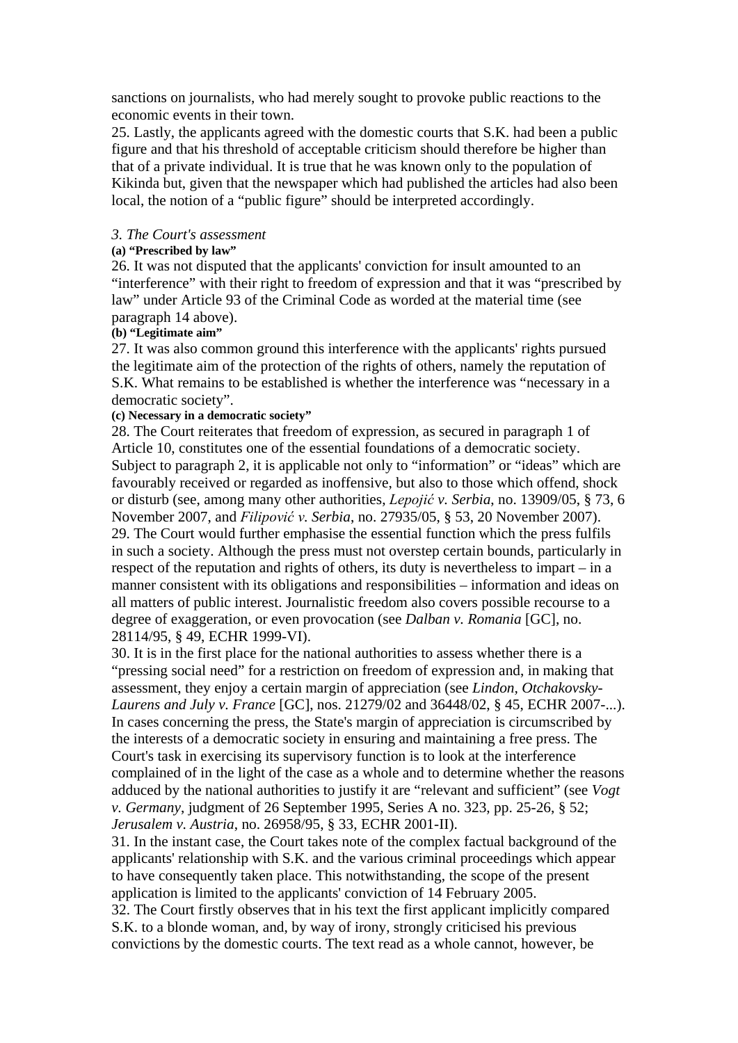sanctions on journalists, who had merely sought to provoke public reactions to the economic events in their town.

25. Lastly, the applicants agreed with the domestic courts that S.K. had been a public figure and that his threshold of acceptable criticism should therefore be higher than that of a private individual. It is true that he was known only to the population of Kikinda but, given that the newspaper which had published the articles had also been local, the notion of a "public figure" should be interpreted accordingly.

### *3. The Court's assessment*

#### (a) "Prescribed by law"

26. It was not disputed that the applicants' conviction for insult amounted to an "interference" with their right to freedom of expression and that it was "prescribed by law" under Article 93 of the Criminal Code as worded at the material time (see paragraph 14 above).

#### (b) "Legitimate aim"

27. It was also common ground this interference with the applicants' rights pursued the legitimate aim of the protection of the rights of others, namely the reputation of S.K. What remains to be established is whether the interference was "necessary in a democratic society".

#### (c) Necessary in a democratic society"

28. The Court reiterates that freedom of expression, as secured in paragraph 1 of Article 10, constitutes one of the essential foundations of a democratic society. Subject to paragraph 2, it is applicable not only to "information" or "ideas" which are favourably received or regarded as inoffensive, but also to those which offend, shock or disturb (see, among many other authorities, *Lepojić v. Serbia*, no. 13909/05, § 73, 6 November 2007, and *Filipović v. Serbia*, no. 27935/05, § 53, 20 November 2007).

29. The Court would further emphasise the essential function which the press fulfils in such a society. Although the press must not overstep certain bounds, particularly in respect of the reputation and rights of others, its duty is nevertheless to impart – in a manner consistent with its obligations and responsibilities – information and ideas on all matters of public interest. Journalistic freedom also covers possible recourse to a degree of exaggeration, or even provocation (see *Dalban v. Romania* [GC], no. 28114/95, § 49, ECHR 1999-VI).

30. It is in the first place for the national authorities to assess whether there is a "pressing social need" for a restriction on freedom of expression and, in making that assessment, they enjoy a certain margin of appreciation (see *Lindon, Otchakovsky-Laurens and July v. France* [GC], nos. 21279/02 and 36448/02, § 45, ECHR 2007-...). In cases concerning the press, the State's margin of appreciation is circumscribed by the interests of a democratic society in ensuring and maintaining a free press. The Court's task in exercising its supervisory function is to look at the interference complained of in the light of the case as a whole and to determine whether the reasons adduced by the national authorities to justify it are "relevant and sufficient" (see *Vogt v. Germany*, judgment of 26 September 1995, Series A no. 323, pp. 25-26, § 52; *Jerusalem v. Austria*, no. 26958/95, § 33, ECHR 2001-II).

31. In the instant case, the Court takes note of the complex factual background of the applicants' relationship with S.K. and the various criminal proceedings which appear to have consequently taken place. This notwithstanding, the scope of the present application is limited to the applicants' conviction of 14 February 2005.

32. The Court firstly observes that in his text the first applicant implicitly compared S.K. to a blonde woman, and, by way of irony, strongly criticised his previous convictions by the domestic courts. The text read as a whole cannot, however, be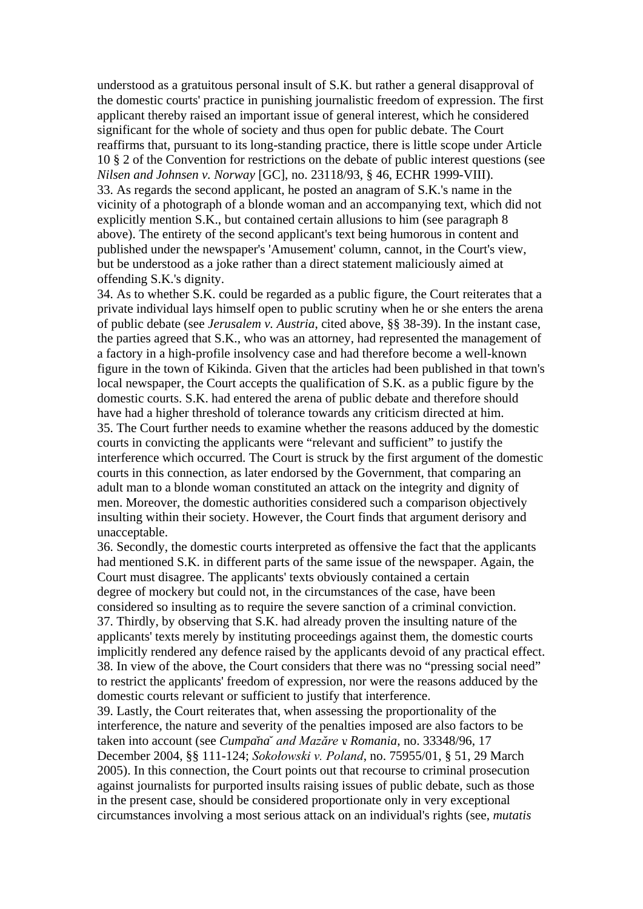understood as a gratuitous personal insult of S.K. but rather a general disapproval of the domestic courts' practice in punishing journalistic freedom of expression. The first applicant thereby raised an important issue of general interest, which he considered significant for the whole of society and thus open for public debate. The Court reaffirms that, pursuant to its long-standing practice, there is little scope under Article 10 § 2 of the Convention for restrictions on the debate of public interest questions (see *Nilsen and Johnsen v. Norway* [GC], no. 23118/93, § 46, ECHR 1999-VIII).

33. As regards the second applicant, he posted an anagram of S.K.'s name in the vicinity of a photograph of a blonde woman and an accompanying text, which did not explicitly mention S.K., but contained certain allusions to him (see paragraph 8 above). The entirety of the second applicant's text being humorous in content and published under the newspaper's 'Amusement' column, cannot, in the Court's view, but be understood as a joke rather than a direct statement maliciously aimed at offending S.K.'s dignity.

34. As to whether S.K. could be regarded as a public figure, the Court reiterates that a private individual lays himself open to public scrutiny when he or she enters the arena of public debate (see *Jerusalem v. Austria*, cited above, §§ 38-39). In the instant case, the parties agreed that S.K., who was an attorney, had represented the management of a factory in a high-profile insolvency case and had therefore become a well-known figure in the town of Kikinda. Given that the articles had been published in that town's local newspaper, the Court accepts the qualification of S.K. as a public figure by the domestic courts. S.K. had entered the arena of public debate and therefore should have had a higher threshold of tolerance towards any criticism directed at him.

35. The Court further needs to examine whether the reasons adduced by the domestic courts in convicting the applicants were "relevant and sufficient" to justify the interference which occurred. The Court is struck by the first argument of the domestic courts in this connection, as later endorsed by the Government, that comparing an adult man to a blonde woman constituted an attack on the integrity and dignity of men. Moreover, the domestic authorities considered such a comparison objectively insulting within their society. However, the Court finds that argument derisory and unacceptable.

36. Secondly, the domestic courts interpreted as offensive the fact that the applicants had mentioned S.K. in different parts of the same issue of the newspaper. Again, the Court must disagree. The applicants' texts obviously contained a certain degree of mockery but could not, in the circumstances of the case, have been considered so insulting as to require the severe sanction of a criminal conviction.

37. Thirdly, by observing that S.K. had already proven the insulting nature of the applicants' texts merely by instituting proceedings against them, the domestic courts implicitly rendered any defence raised by the applicants devoid of any practical effect.

38. In view of the above, the Court considers that there was no "pressing social need" to restrict the applicants' freedom of expression, nor were the reasons adduced by the domestic courts relevant or sufficient to justify that interference.

39. Lastly, the Court reiterates that, when assessing the proportionality of the interference, the nature and severity of the penalties imposed are also factors to be taken into account (see *Cumpǎnǎ and Mazăre* v *Romania*, no. 33348/96, 17 December 2004, §§ 111-124; *Sokołowski v. Poland*, no. 75955/01, § 51, 29 March 2005). In this connection, the Court points out that recourse to criminal prosecution against journalists for purported insults raising issues of public debate, such as those in the present case, should be considered proportionate only in very exceptional circumstances involving a most serious attack on an individual's rights (see, *mutatis*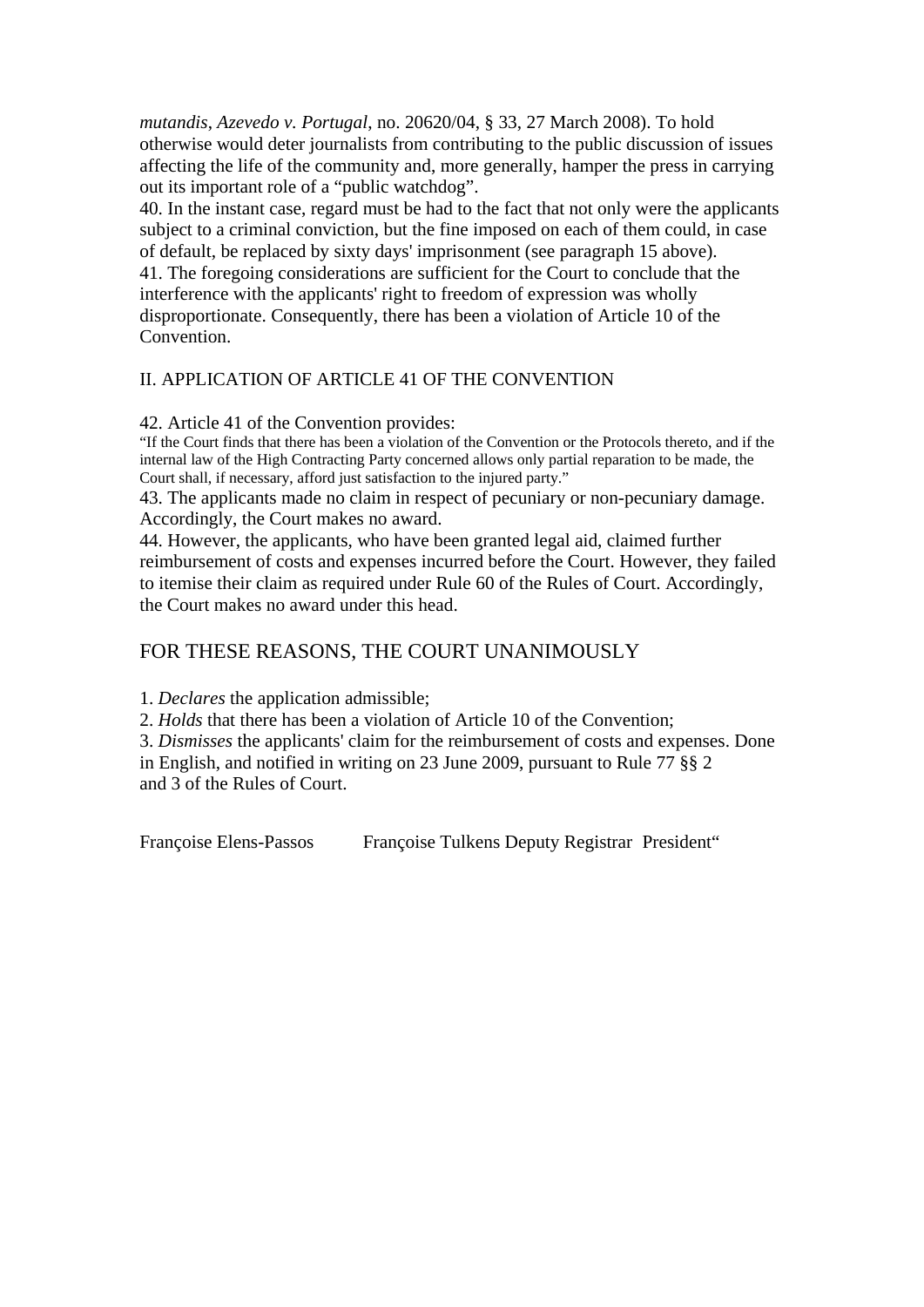*mutandis*, *Azevedo v. Portugal*, no. 20620/04, § 33, 27 March 2008). To hold otherwise would deter journalists from contributing to the public discussion of issues affecting the life of the community and, more generally, hamper the press in carrying out its important role of a "public watchdog".

40. In the instant case, regard must be had to the fact that not only were the applicants subject to a criminal conviction, but the fine imposed on each of them could, in case of default, be replaced by sixty days' imprisonment (see paragraph 15 above).

41. The foregoing considerations are sufficient for the Court to conclude that the interference with the applicants' right to freedom of expression was wholly disproportionate. Consequently, there has been a violation of Article 10 of the Convention.

## II. APPLICATION OF ARTICLE 41 OF THE CONVENTION

42. Article 41 of the Convention provides:

"If the Court finds that there has been a violation of the Convention or the Protocols thereto, and if the internal law of the High Contracting Party concerned allows only partial reparation to be made, the Court shall, if necessary, afford just satisfaction to the injured party."

43. The applicants made no claim in respect of pecuniary or non-pecuniary damage. Accordingly, the Court makes no award.

44. However, the applicants, who have been granted legal aid, claimed further reimbursement of costs and expenses incurred before the Court. However, they failed to itemise their claim as required under Rule 60 of the Rules of Court. Accordingly, the Court makes no award under this head.

## FOR THESE REASONS, THE COURT UNANIMOUSLY

1. *Declares* the application admissible;
2. *Holds* that there has been a violation of Article 10 of the Convention;
3. *Dismisses* the applicants' claim for the reimbursement of costs and expenses. Done in English, and notified in writing on 23 June 2009, pursuant to Rule 77 §§ 2 and 3 of the Rules of Court.

Françoise Elens-Passos Françoise Tulkens Deputy Registrar President"